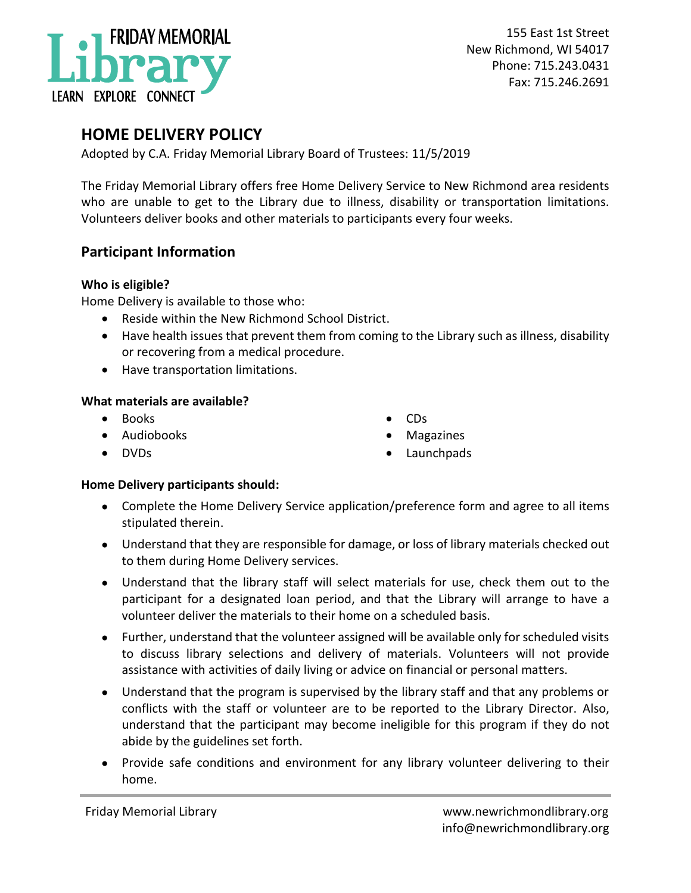FRIDAY MEMORIAL Library
LEARN EXPLORE CONNECT

155 East 1st Street
New Richmond, WI 54017
Phone: 715.243.0431
Fax: 715.246.2691

## HOME DELIVERY POLICY

Adopted by C.A. Friday Memorial Library Board of Trustees: 11/5/2019

The Friday Memorial Library offers free Home Delivery Service to New Richmond area residents who are unable to get to the Library due to illness, disability or transportation limitations. Volunteers deliver books and other materials to participants every four weeks.

### Participant Information

**Who is eligible?**

Home Delivery is available to those who:

- Reside within the New Richmond School District.
- Have health issues that prevent them from coming to the Library such as illness, disability or recovering from a medical procedure.
- Have transportation limitations.

**What materials are available?**

- Books
- Audiobooks
- DVDs
- CDs
- Magazines
- Launchpads

**Home Delivery participants should:**

- Complete the Home Delivery Service application/preference form and agree to all items stipulated therein.
- Understand that they are responsible for damage, or loss of library materials checked out to them during Home Delivery services.
- Understand that the library staff will select materials for use, check them out to the participant for a designated loan period, and that the Library will arrange to have a volunteer deliver the materials to their home on a scheduled basis.
- Further, understand that the volunteer assigned will be available only for scheduled visits to discuss library selections and delivery of materials. Volunteers will not provide assistance with activities of daily living or advice on financial or personal matters.
- Understand that the program is supervised by the library staff and that any problems or conflicts with the staff or volunteer are to be reported to the Library Director. Also, understand that the participant may become ineligible for this program if they do not abide by the guidelines set forth.
- Provide safe conditions and environment for any library volunteer delivering to their home.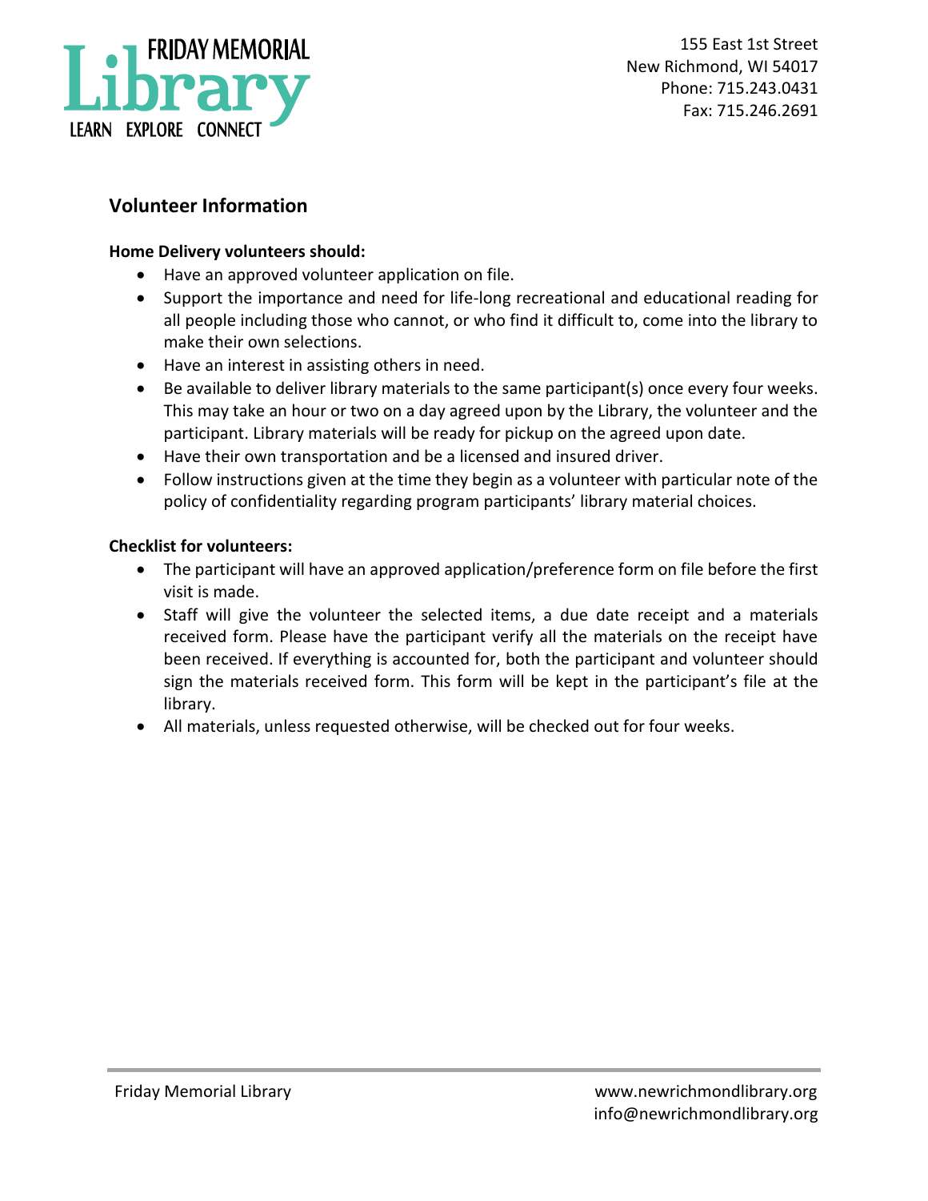FRIDAY MEMORIAL Library
LEARN EXPLORE CONNECT

155 East 1st Street
New Richmond, WI 54017
Phone: 715.243.0431
Fax: 715.246.2691

## Volunteer Information

**Home Delivery volunteers should:**

- Have an approved volunteer application on file.
- Support the importance and need for life-long recreational and educational reading for all people including those who cannot, or who find it difficult to, come into the library to make their own selections.
- Have an interest in assisting others in need.
- Be available to deliver library materials to the same participant(s) once every four weeks. This may take an hour or two on a day agreed upon by the Library, the volunteer and the participant. Library materials will be ready for pickup on the agreed upon date.
- Have their own transportation and be a licensed and insured driver.
- Follow instructions given at the time they begin as a volunteer with particular note of the policy of confidentiality regarding program participants' library material choices.

**Checklist for volunteers:**

- The participant will have an approved application/preference form on file before the first visit is made.
- Staff will give the volunteer the selected items, a due date receipt and a materials received form. Please have the participant verify all the materials on the receipt have been received. If everything is accounted for, both the participant and volunteer should sign the materials received form. This form will be kept in the participant's file at the library.
- All materials, unless requested otherwise, will be checked out for four weeks.

Friday Memorial Library
www.newrichmondlibrary.org
info@newrichmondlibrary.org